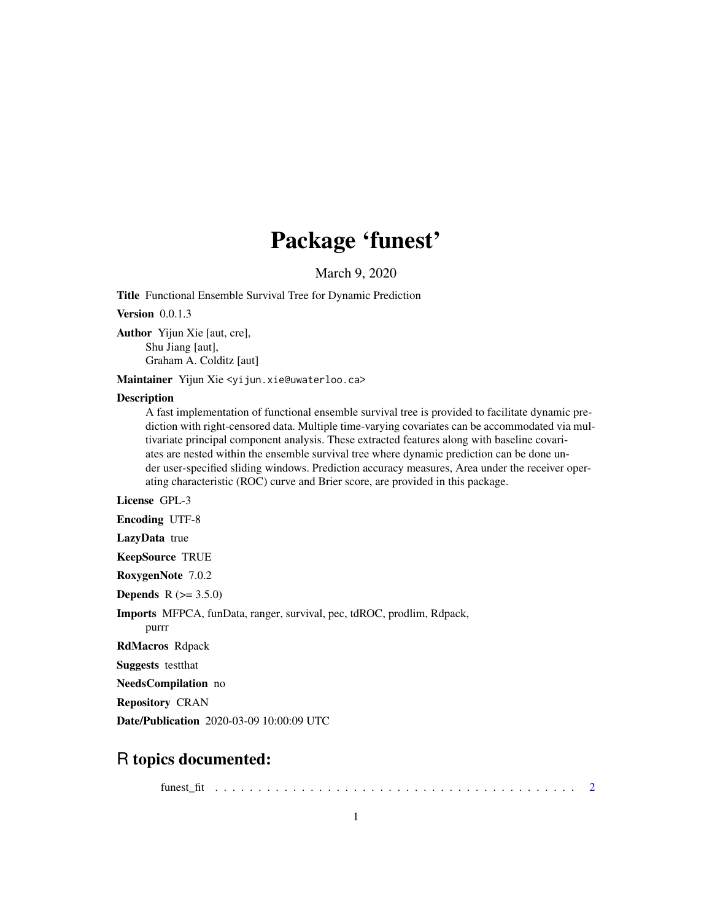# Package 'funest'

March 9, 2020

**Title** Functional Ensemble Survival Tree for Dynamic Prediction

**Version** 0.0.1.3

**Author** Yijun Xie [aut, cre],
Shu Jiang [aut],
Graham A. Colditz [aut]

**Maintainer** Yijun Xie <yijun.xie@uwaterloo.ca>

**Description**
A fast implementation of functional ensemble survival tree is provided to facilitate dynamic prediction with right-censored data. Multiple time-varying covariates can be accommodated via multivariate principal component analysis. These extracted features along with baseline covariates are nested within the ensemble survival tree where dynamic prediction can be done under user-specified sliding windows. Prediction accuracy measures, Area under the receiver operating characteristic (ROC) curve and Brier score, are provided in this package.

**License** GPL-3

**Encoding** UTF-8

**LazyData** true

**KeepSource** TRUE

**RoxygenNote** 7.0.2

**Depends** R (>= 3.5.0)

**Imports** MFPCA, funData, ranger, survival, pec, tdROC, prodlim, Rdpack, purrr

**RdMacros** Rdpack

**Suggests** testthat

**NeedsCompilation** no

**Repository** CRAN

**Date/Publication** 2020-03-09 10:00:09 UTC

## R topics documented:

funest_fit . . . . . . . . . . . . . . . . . . . . . . . . . . . . . . . . . . . . . . . . . . 2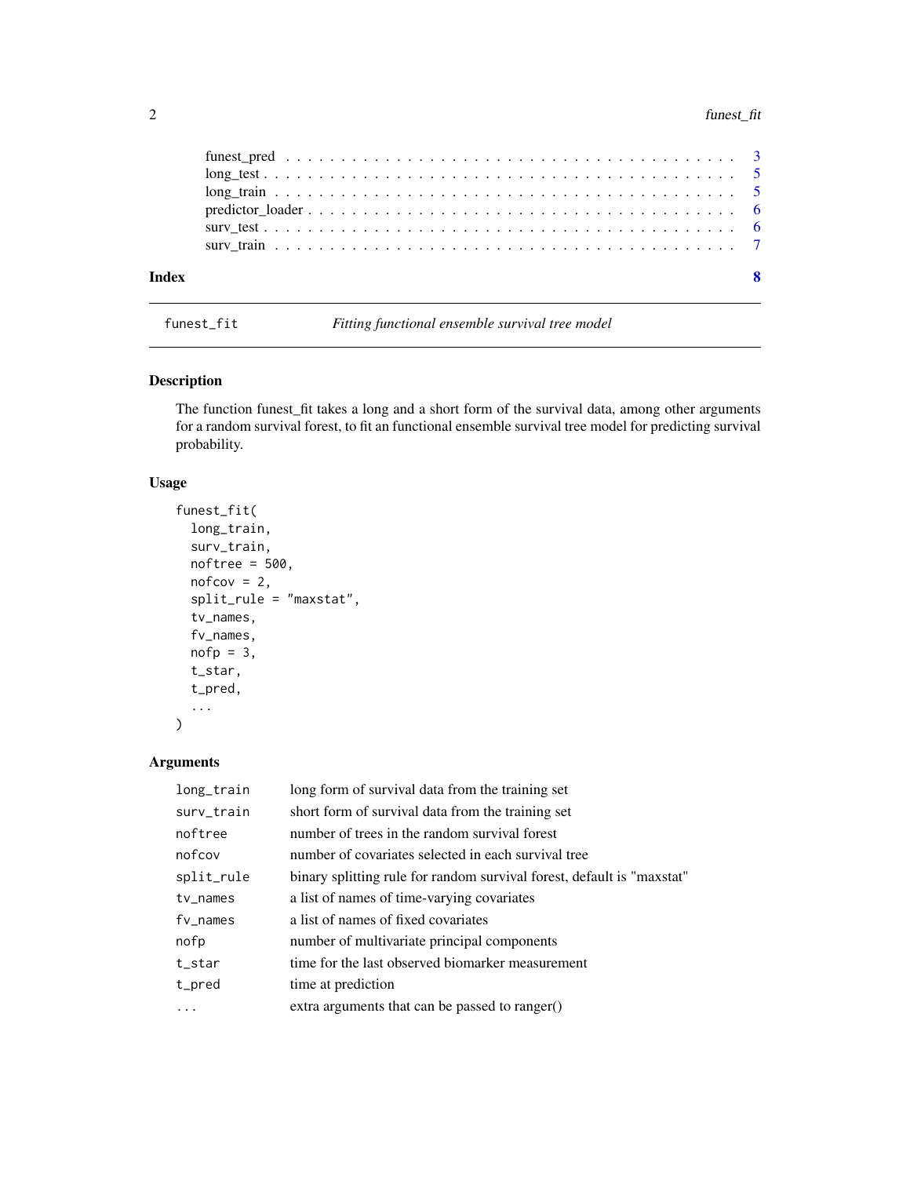funest_pred . . . . . . . . . . . . . . . . . . . . . . . . . . . . . . . . . . . . . . . 3
long_test . . . . . . . . . . . . . . . . . . . . . . . . . . . . . . . . . . . . . . . . 5
long_train . . . . . . . . . . . . . . . . . . . . . . . . . . . . . . . . . . . . . . . . 5
predictor_loader . . . . . . . . . . . . . . . . . . . . . . . . . . . . . . . . . . . . . 6
surv_test . . . . . . . . . . . . . . . . . . . . . . . . . . . . . . . . . . . . . . . . 6
surv_train . . . . . . . . . . . . . . . . . . . . . . . . . . . . . . . . . . . . . . . . 7

**Index** **8**

---

`funest_fit` *Fitting functional ensemble survival tree model*

---

### Description

The function funest_fit takes a long and a short form of the survival data, among other arguments for a random survival forest, to fit an functional ensemble survival tree model for predicting survival probability.

### Usage

```
funest_fit(
  long_train,
  surv_train,
  noftree = 500,
  nofcov = 2,
  split_rule = "maxstat",
  tv_names,
  fv_names,
  nofp = 3,
  t_star,
  t_pred,
  ...
)
```

### Arguments

| | |
|---|---|
| `long_train` | long form of survival data from the training set |
| `surv_train` | short form of survival data from the training set |
| `noftree` | number of trees in the random survival forest |
| `nofcov` | number of covariates selected in each survival tree |
| `split_rule` | binary splitting rule for random survival forest, default is "maxstat" |
| `tv_names` | a list of names of time-varying covariates |
| `fv_names` | a list of names of fixed covariates |
| `nofp` | number of multivariate principal components |
| `t_star` | time for the last observed biomarker measurement |
| `t_pred` | time at prediction |
| `...` | extra arguments that can be passed to ranger() |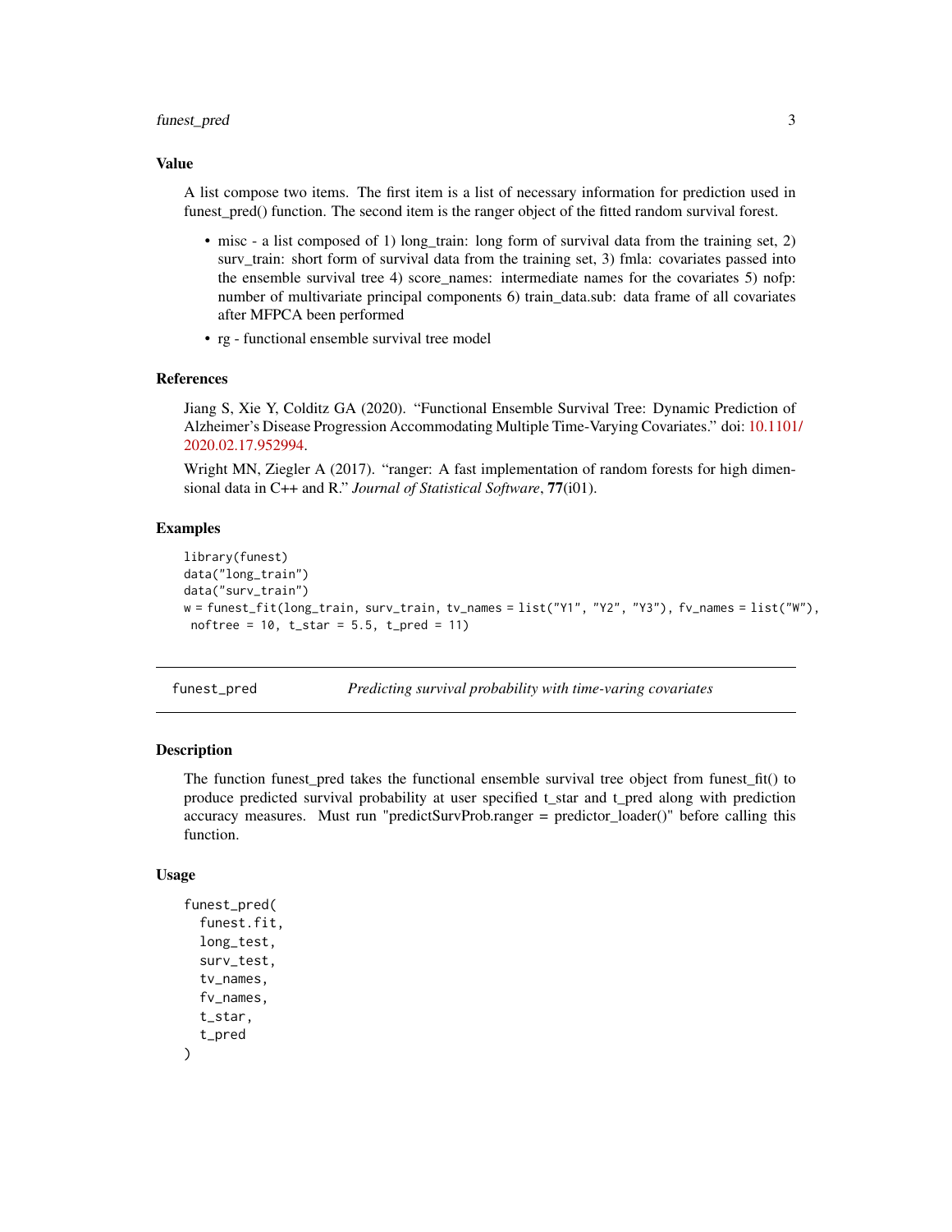### Value

A list compose two items. The first item is a list of necessary information for prediction used in funest_pred() function. The second item is the ranger object of the fitted random survival forest.

- misc - a list composed of 1) long_train: long form of survival data from the training set, 2) surv_train: short form of survival data from the training set, 3) fmla: covariates passed into the ensemble survival tree 4) score_names: intermediate names for the covariates 5) nofp: number of multivariate principal components 6) train_data.sub: data frame of all covariates after MFPCA been performed
- rg - functional ensemble survival tree model

### References

Jiang S, Xie Y, Colditz GA (2020). "Functional Ensemble Survival Tree: Dynamic Prediction of Alzheimer's Disease Progression Accommodating Multiple Time-Varying Covariates." doi: 10.1101/2020.02.17.952994.

Wright MN, Ziegler A (2017). "ranger: A fast implementation of random forests for high dimensional data in C++ and R." *Journal of Statistical Software*, **77**(i01).

### Examples

```
library(funest)
data("long_train")
data("surv_train")
w = funest_fit(long_train, surv_train, tv_names = list("Y1", "Y2", "Y3"), fv_names = list("W"),
 noftree = 10, t_star = 5.5, t_pred = 11)
```

---

## funest_pred — *Predicting survival probability with time-varing covariates*

### Description

The function funest_pred takes the functional ensemble survival tree object from funest_fit() to produce predicted survival probability at user specified t_star and t_pred along with prediction accuracy measures. Must run "predictSurvProb.ranger = predictor_loader()" before calling this function.

### Usage

```
funest_pred(
  funest.fit,
  long_test,
  surv_test,
  tv_names,
  fv_names,
  t_star,
  t_pred
)
```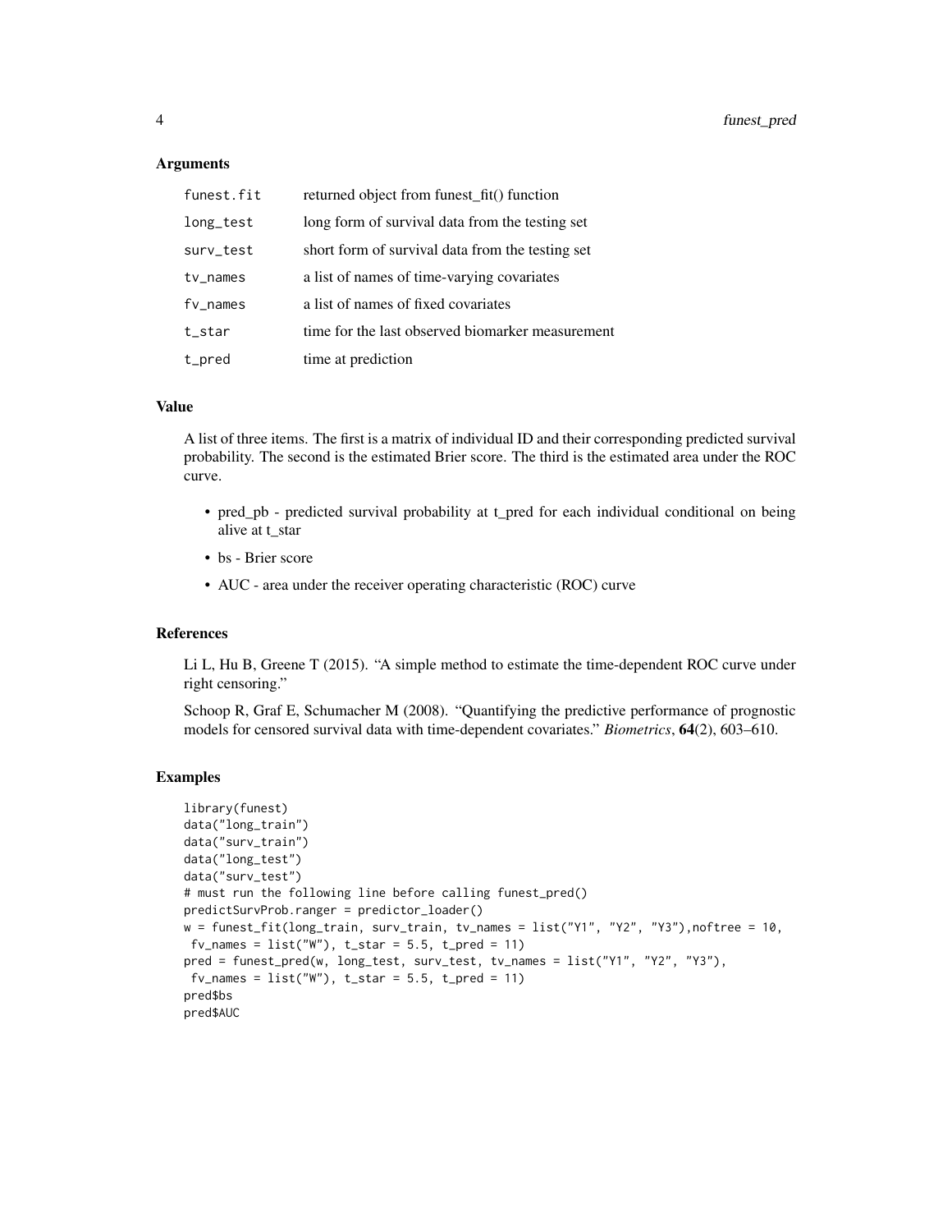## Arguments

| | |
|---|---|
| funest.fit | returned object from funest_fit() function |
| long_test | long form of survival data from the testing set |
| surv_test | short form of survival data from the testing set |
| tv_names | a list of names of time-varying covariates |
| fv_names | a list of names of fixed covariates |
| t_star | time for the last observed biomarker measurement |
| t_pred | time at prediction |

## Value

A list of three items. The first is a matrix of individual ID and their corresponding predicted survival probability. The second is the estimated Brier score. The third is the estimated area under the ROC curve.

- pred_pb - predicted survival probability at t_pred for each individual conditional on being alive at t_star
- bs - Brier score
- AUC - area under the receiver operating characteristic (ROC) curve

## References

Li L, Hu B, Greene T (2015). "A simple method to estimate the time-dependent ROC curve under right censoring."

Schoop R, Graf E, Schumacher M (2008). "Quantifying the predictive performance of prognostic models for censored survival data with time-dependent covariates." *Biometrics*, **64**(2), 603–610.

## Examples

```
library(funest)
data("long_train")
data("surv_train")
data("long_test")
data("surv_test")
# must run the following line before calling funest_pred()
predictSurvProb.ranger = predictor_loader()
w = funest_fit(long_train, surv_train, tv_names = list("Y1", "Y2", "Y3"),noftree = 10,
 fv_names = list("W"), t_star = 5.5, t_pred = 11)
pred = funest_pred(w, long_test, surv_test, tv_names = list("Y1", "Y2", "Y3"),
 fv_names = list("W"), t_star = 5.5, t_pred = 11)
pred$bs
pred$AUC
```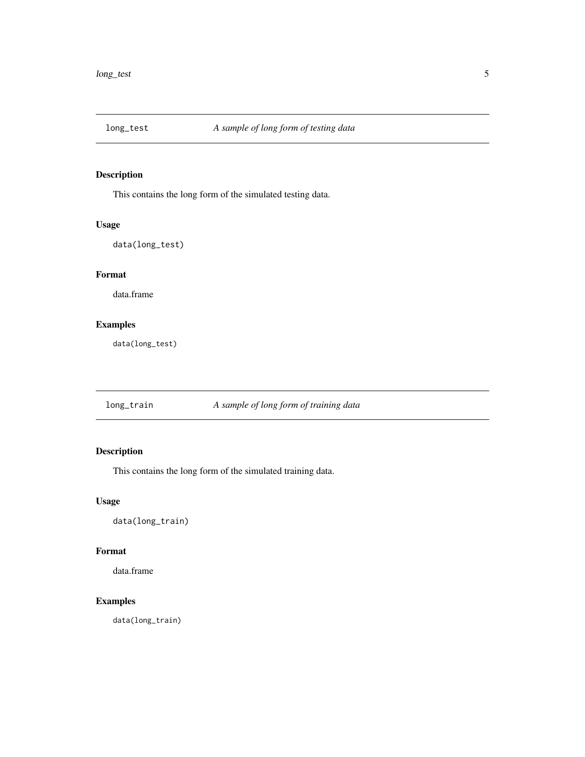## long_test    *A sample of long form of testing data*

### Description

This contains the long form of the simulated testing data.

### Usage

```
data(long_test)
```

### Format

data.frame

### Examples

```
data(long_test)
```

## long_train    *A sample of long form of training data*

### Description

This contains the long form of the simulated training data.

### Usage

```
data(long_train)
```

### Format

data.frame

### Examples

```
data(long_train)
```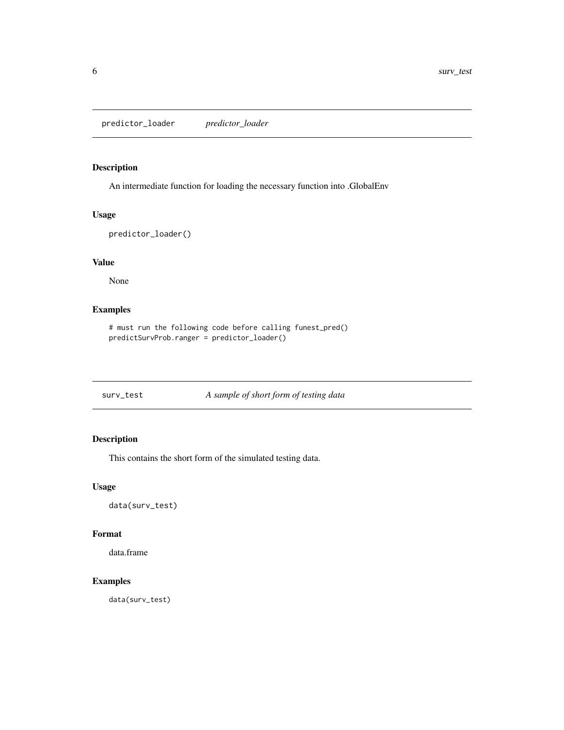## predictor_loader *predictor_loader*

### Description

An intermediate function for loading the necessary function into .GlobalEnv

### Usage

```
predictor_loader()
```

### Value

None

### Examples

```
# must run the following code before calling funest_pred()
predictSurvProb.ranger = predictor_loader()
```

## surv_test *A sample of short form of testing data*

### Description

This contains the short form of the simulated testing data.

### Usage

```
data(surv_test)
```

### Format

data.frame

### Examples

```
data(surv_test)
```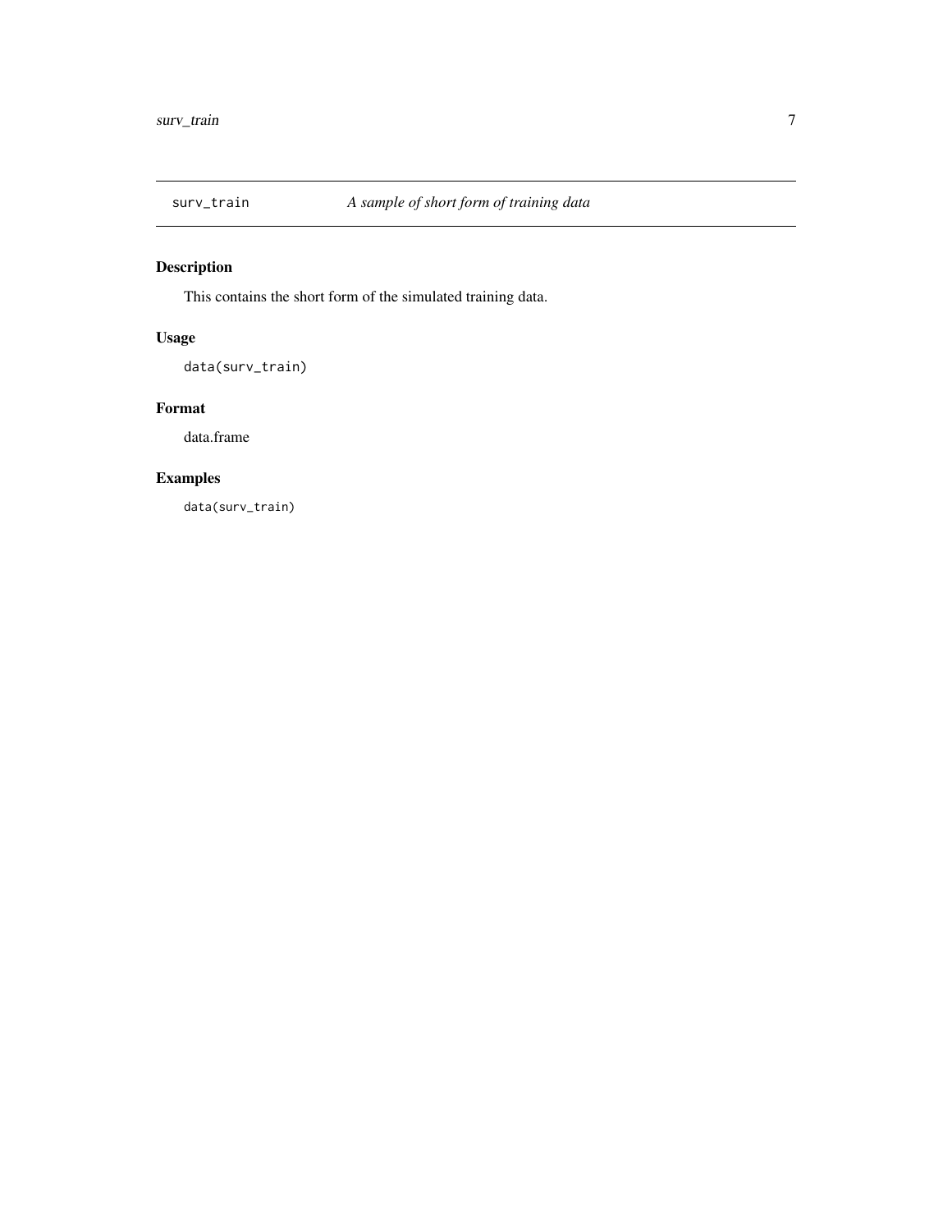## surv_train — *A sample of short form of training data*

### Description

This contains the short form of the simulated training data.

### Usage

```
data(surv_train)
```

### Format

data.frame

### Examples

```
data(surv_train)
```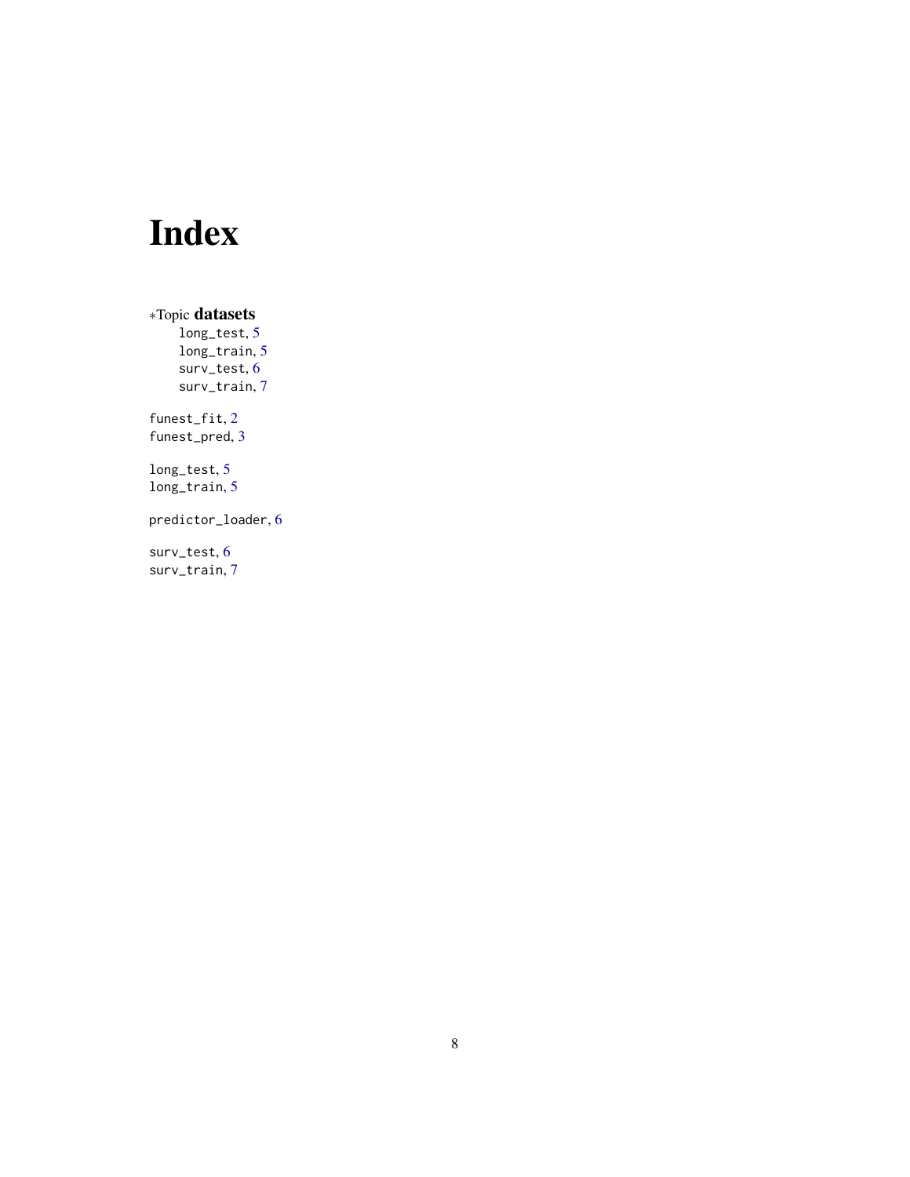# Index

*Topic **datasets**

- long_test, 5
- long_train, 5
- surv_test, 6
- surv_train, 7

funest_fit, 2
funest_pred, 3

long_test, 5
long_train, 5

predictor_loader, 6

surv_test, 6
surv_train, 7